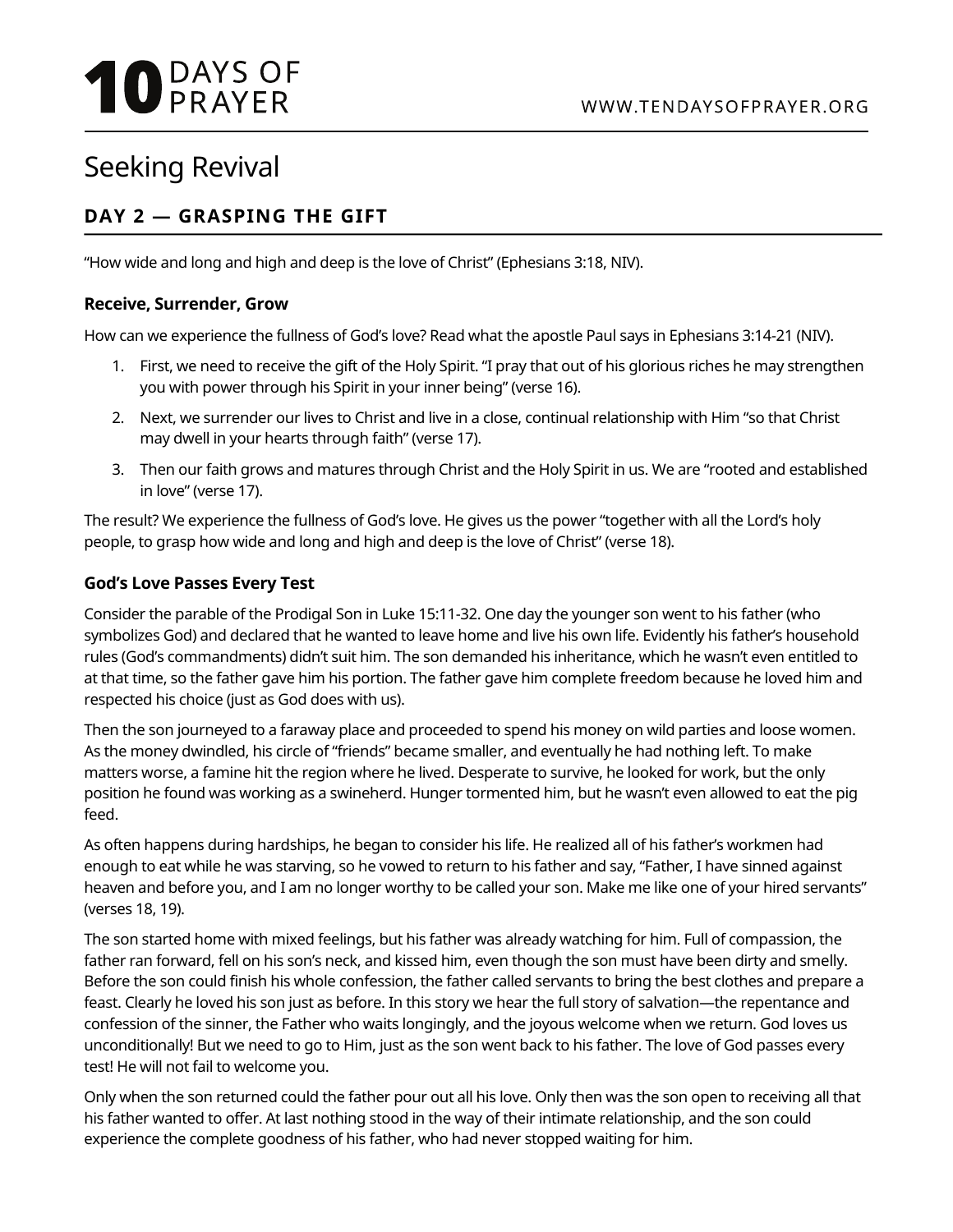# Seeking Revival

## DAY 2 — GRASPING THE GIFT

"How wide and long and high and deep is the love of Christ" (Ephesians 3:18, NIV).

### Receive, Surrender, Grow

How can we experience the fullness of God's love? Read what the apostle Paul says in Ephesians 3:14-21 (NIV).

1. First, we need to receive the gift of the Holy Spirit. "I pray that out of his glorious riches he may strengthen you with power through his Spirit in your inner being" (verse 16).
2. Next, we surrender our lives to Christ and live in a close, continual relationship with Him "so that Christ may dwell in your hearts through faith" (verse 17).
3. Then our faith grows and matures through Christ and the Holy Spirit in us. We are "rooted and established in love" (verse 17).

The result? We experience the fullness of God's love. He gives us the power "together with all the Lord's holy people, to grasp how wide and long and high and deep is the love of Christ" (verse 18).

### God's Love Passes Every Test

Consider the parable of the Prodigal Son in Luke 15:11-32. One day the younger son went to his father (who symbolizes God) and declared that he wanted to leave home and live his own life. Evidently his father's household rules (God's commandments) didn't suit him. The son demanded his inheritance, which he wasn't even entitled to at that time, so the father gave him his portion. The father gave him complete freedom because he loved him and respected his choice (just as God does with us).

Then the son journeyed to a faraway place and proceeded to spend his money on wild parties and loose women. As the money dwindled, his circle of "friends" became smaller, and eventually he had nothing left. To make matters worse, a famine hit the region where he lived. Desperate to survive, he looked for work, but the only position he found was working as a swineherd. Hunger tormented him, but he wasn't even allowed to eat the pig feed.

As often happens during hardships, he began to consider his life. He realized all of his father's workmen had enough to eat while he was starving, so he vowed to return to his father and say, "Father, I have sinned against heaven and before you, and I am no longer worthy to be called your son. Make me like one of your hired servants" (verses 18, 19).

The son started home with mixed feelings, but his father was already watching for him. Full of compassion, the father ran forward, fell on his son's neck, and kissed him, even though the son must have been dirty and smelly. Before the son could finish his whole confession, the father called servants to bring the best clothes and prepare a feast. Clearly he loved his son just as before. In this story we hear the full story of salvation—the repentance and confession of the sinner, the Father who waits longingly, and the joyous welcome when we return. God loves us unconditionally! But we need to go to Him, just as the son went back to his father. The love of God passes every test! He will not fail to welcome you.

Only when the son returned could the father pour out all his love. Only then was the son open to receiving all that his father wanted to offer. At last nothing stood in the way of their intimate relationship, and the son could experience the complete goodness of his father, who had never stopped waiting for him.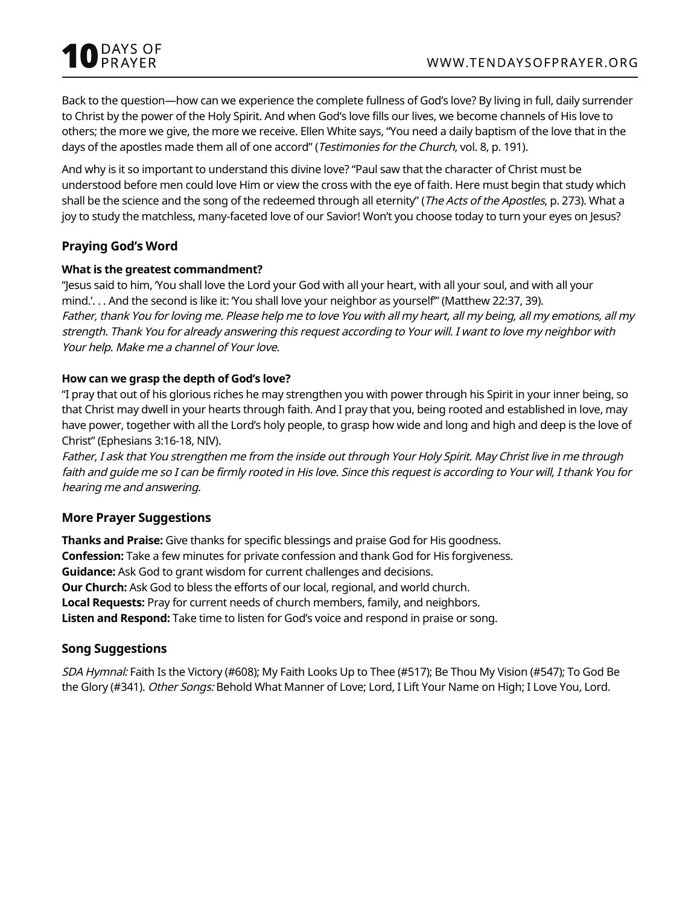Back to the question—how can we experience the complete fullness of God's love? By living in full, daily surrender to Christ by the power of the Holy Spirit. And when God's love fills our lives, we become channels of His love to others; the more we give, the more we receive. Ellen White says, "You need a daily baptism of the love that in the days of the apostles made them all of one accord" (*Testimonies for the Church*, vol. 8, p. 191).

And why is it so important to understand this divine love? "Paul saw that the character of Christ must be understood before men could love Him or view the cross with the eye of faith. Here must begin that study which shall be the science and the song of the redeemed through all eternity" (*The Acts of the Apostles*, p. 273). What a joy to study the matchless, many-faceted love of our Savior! Won't you choose today to turn your eyes on Jesus?

## Praying God's Word

**What is the greatest commandment?**

"Jesus said to him, 'You shall love the Lord your God with all your heart, with all your soul, and with all your mind.'. . . And the second is like it: 'You shall love your neighbor as yourself'" (Matthew 22:37, 39).

*Father, thank You for loving me. Please help me to love You with all my heart, all my being, all my emotions, all my strength. Thank You for already answering this request according to Your will. I want to love my neighbor with Your help. Make me a channel of Your love.*

**How can we grasp the depth of God's love?**

"I pray that out of his glorious riches he may strengthen you with power through his Spirit in your inner being, so that Christ may dwell in your hearts through faith. And I pray that you, being rooted and established in love, may have power, together with all the Lord's holy people, to grasp how wide and long and high and deep is the love of Christ" (Ephesians 3:16-18, NIV).

*Father, I ask that You strengthen me from the inside out through Your Holy Spirit. May Christ live in me through faith and guide me so I can be firmly rooted in His love. Since this request is according to Your will, I thank You for hearing me and answering.*

## More Prayer Suggestions

**Thanks and Praise:** Give thanks for specific blessings and praise God for His goodness.
**Confession:** Take a few minutes for private confession and thank God for His forgiveness.
**Guidance:** Ask God to grant wisdom for current challenges and decisions.
**Our Church:** Ask God to bless the efforts of our local, regional, and world church.
**Local Requests:** Pray for current needs of church members, family, and neighbors.
**Listen and Respond:** Take time to listen for God's voice and respond in praise or song.

## Song Suggestions

*SDA Hymnal:* Faith Is the Victory (#608); My Faith Looks Up to Thee (#517); Be Thou My Vision (#547); To God Be the Glory (#341). *Other Songs:* Behold What Manner of Love; Lord, I Lift Your Name on High; I Love You, Lord.